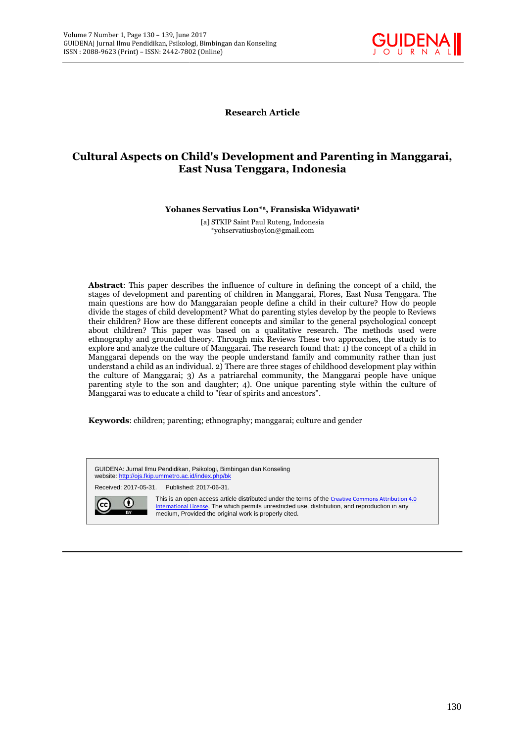Research Article

# Cultural Aspects on Child's Development and Parenting in Manggarai, East Nusa Tenggara, Indonesia

**Yohanes Servatius Lon*[a], Fransiska Widyawati[a]**

[a] STKIP Saint Paul Ruteng, Indonesia
*yohservatiusboylon@gmail.com

**Abstract**: This paper describes the influence of culture in defining the concept of a child, the stages of development and parenting of children in Manggarai, Flores, East Nusa Tenggara. The main questions are how do Manggaraian people define a child in their culture? How do people divide the stages of child development? What do parenting styles develop by the people to Reviews their children? How are these different concepts and similar to the general psychological concept about children? This paper was based on a qualitative research. The methods used were ethnography and grounded theory. Through mix Reviews These two approaches, the study is to explore and analyze the culture of Manggarai. The research found that: 1) the concept of a child in Manggarai depends on the way the people understand family and community rather than just understand a child as an individual. 2) There are three stages of childhood development play within the culture of Manggarai; 3) As a patriarchal community, the Manggarai people have unique parenting style to the son and daughter; 4). One unique parenting style within the culture of Manggarai was to educate a child to "fear of spirits and ancestors".

**Keywords**: children; parenting; ethnography; manggarai; culture and gender

GUIDENA: Jurnal Ilmu Pendidikan, Psikologi, Bimbingan dan Konseling
website: http://ojs.fkip.ummetro.ac.id/index.php/bk

Received: 2017-05-31. Published: 2017-06-31.

This is an open access article distributed under the terms of the Creative Commons Attribution 4.0 International License, The which permits unrestricted use, distribution, and reproduction in any medium, Provided the original work is properly cited.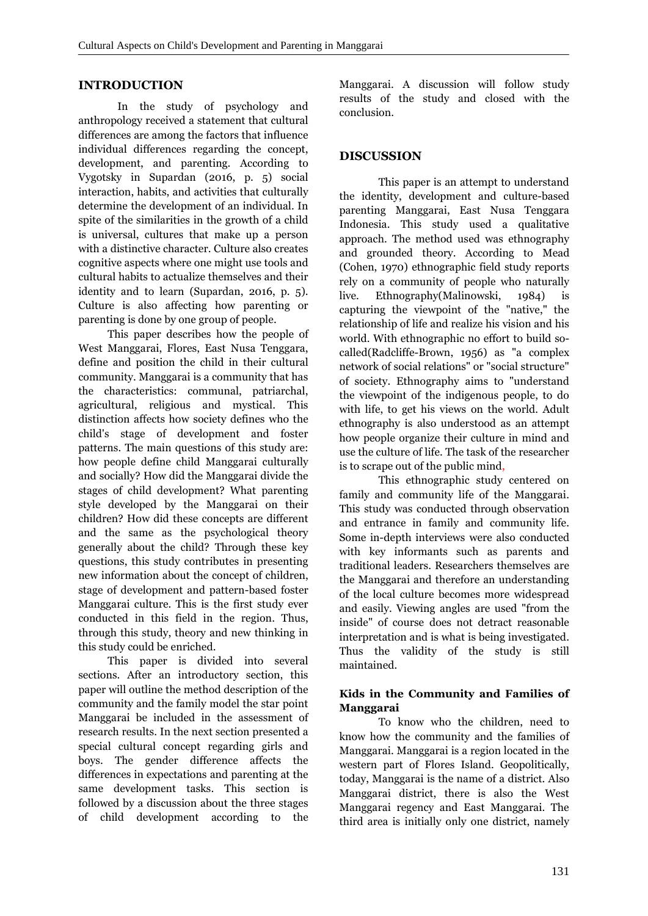## INTRODUCTION

In the study of psychology and anthropology received a statement that cultural differences are among the factors that influence individual differences regarding the concept, development, and parenting. According to Vygotsky in Supardan (2016, p. 5) social interaction, habits, and activities that culturally determine the development of an individual. In spite of the similarities in the growth of a child is universal, cultures that make up a person with a distinctive character. Culture also creates cognitive aspects where one might use tools and cultural habits to actualize themselves and their identity and to learn (Supardan, 2016, p. 5). Culture is also affecting how parenting or parenting is done by one group of people.

This paper describes how the people of West Manggarai, Flores, East Nusa Tenggara, define and position the child in their cultural community. Manggarai is a community that has the characteristics: communal, patriarchal, agricultural, religious and mystical. This distinction affects how society defines who the child's stage of development and foster patterns. The main questions of this study are: how people define child Manggarai culturally and socially? How did the Manggarai divide the stages of child development? What parenting style developed by the Manggarai on their children? How did these concepts are different and the same as the psychological theory generally about the child? Through these key questions, this study contributes in presenting new information about the concept of children, stage of development and pattern-based foster Manggarai culture. This is the first study ever conducted in this field in the region. Thus, through this study, theory and new thinking in this study could be enriched.

This paper is divided into several sections. After an introductory section, this paper will outline the method description of the community and the family model the star point Manggarai be included in the assessment of research results. In the next section presented a special cultural concept regarding girls and boys. The gender difference affects the differences in expectations and parenting at the same development tasks. This section is followed by a discussion about the three stages of child development according to the Manggarai. A discussion will follow study results of the study and closed with the conclusion.

## DISCUSSION

This paper is an attempt to understand the identity, development and culture-based parenting Manggarai, East Nusa Tenggara Indonesia. This study used a qualitative approach. The method used was ethnography and grounded theory. According to Mead (Cohen, 1970) ethnographic field study reports rely on a community of people who naturally live. Ethnography(Malinowski, 1984) is capturing the viewpoint of the "native," the relationship of life and realize his vision and his world. With ethnographic no effort to build so-called(Radcliffe-Brown, 1956) as "a complex network of social relations" or "social structure" of society. Ethnography aims to "understand the viewpoint of the indigenous people, to do with life, to get his views on the world. Adult ethnography is also understood as an attempt how people organize their culture in mind and use the culture of life. The task of the researcher is to scrape out of the public mind,

This ethnographic study centered on family and community life of the Manggarai. This study was conducted through observation and entrance in family and community life. Some in-depth interviews were also conducted with key informants such as parents and traditional leaders. Researchers themselves are the Manggarai and therefore an understanding of the local culture becomes more widespread and easily. Viewing angles are used "from the inside" of course does not detract reasonable interpretation and is what is being investigated. Thus the validity of the study is still maintained.

### Kids in the Community and Families of Manggarai

To know who the children, need to know how the community and the families of Manggarai. Manggarai is a region located in the western part of Flores Island. Geopolitically, today, Manggarai is the name of a district. Also Manggarai district, there is also the West Manggarai regency and East Manggarai. The third area is initially only one district, namely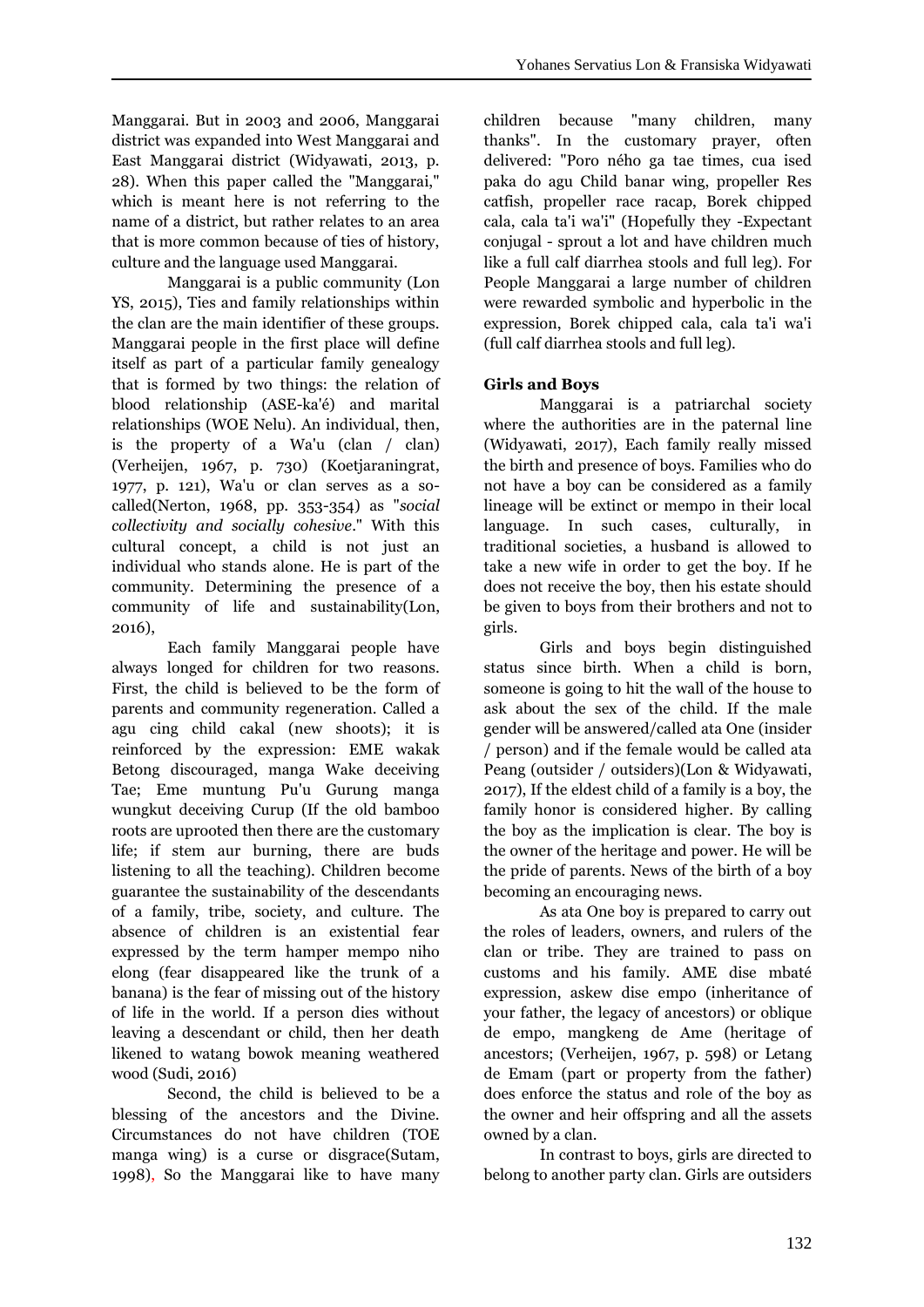Manggarai. But in 2003 and 2006, Manggarai district was expanded into West Manggarai and East Manggarai district (Widyawati, 2013, p. 28). When this paper called the "Manggarai," which is meant here is not referring to the name of a district, but rather relates to an area that is more common because of ties of history, culture and the language used Manggarai.

Manggarai is a public community (Lon YS, 2015), Ties and family relationships within the clan are the main identifier of these groups. Manggarai people in the first place will define itself as part of a particular family genealogy that is formed by two things: the relation of blood relationship (ASE-ka'é) and marital relationships (WOE Nelu). An individual, then, is the property of a Wa'u (clan / clan) (Verheijen, 1967, p. 730) (Koetjaraningrat, 1977, p. 121), Wa'u or clan serves as a so-called(Nerton, 1968, pp. 353-354) as "*social collectivity and socially cohesive*." With this cultural concept, a child is not just an individual who stands alone. He is part of the community. Determining the presence of a community of life and sustainability(Lon, 2016),

Each family Manggarai people have always longed for children for two reasons. First, the child is believed to be the form of parents and community regeneration. Called a agu cing child cakal (new shoots); it is reinforced by the expression: EME wakak Betong discouraged, manga Wake deceiving Tae; Eme muntung Pu'u Gurung manga wungkut deceiving Curup (If the old bamboo roots are uprooted then there are the customary life; if stem aur burning, there are buds listening to all the teaching). Children become guarantee the sustainability of the descendants of a family, tribe, society, and culture. The absence of children is an existential fear expressed by the term hamper mempo niho elong (fear disappeared like the trunk of a banana) is the fear of missing out of the history of life in the world. If a person dies without leaving a descendant or child, then her death likened to watang bowok meaning weathered wood (Sudi, 2016)

Second, the child is believed to be a blessing of the ancestors and the Divine. Circumstances do not have children (TOE manga wing) is a curse or disgrace(Sutam, 1998), So the Manggarai like to have many children because "many children, many thanks". In the customary prayer, often delivered: "Poro ného ga tae times, cua ised paka do agu Child banar wing, propeller Res catfish, propeller race racap, Borek chipped cala, cala ta'i wa'i" (Hopefully they -Expectant conjugal - sprout a lot and have children much like a full calf diarrhea stools and full leg). For People Manggarai a large number of children were rewarded symbolic and hyperbolic in the expression, Borek chipped cala, cala ta'i wa'i (full calf diarrhea stools and full leg).

**Girls and Boys**

Manggarai is a patriarchal society where the authorities are in the paternal line (Widyawati, 2017), Each family really missed the birth and presence of boys. Families who do not have a boy can be considered as a family lineage will be extinct or mempo in their local language. In such cases, culturally, in traditional societies, a husband is allowed to take a new wife in order to get the boy. If he does not receive the boy, then his estate should be given to boys from their brothers and not to girls.

Girls and boys begin distinguished status since birth. When a child is born, someone is going to hit the wall of the house to ask about the sex of the child. If the male gender will be answered/called ata One (insider / person) and if the female would be called ata Peang (outsider / outsiders)(Lon & Widyawati, 2017), If the eldest child of a family is a boy, the family honor is considered higher. By calling the boy as the implication is clear. The boy is the owner of the heritage and power. He will be the pride of parents. News of the birth of a boy becoming an encouraging news.

As ata One boy is prepared to carry out the roles of leaders, owners, and rulers of the clan or tribe. They are trained to pass on customs and his family. AME dise mbaté expression, askew dise empo (inheritance of your father, the legacy of ancestors) or oblique de empo, mangkeng de Ame (heritage of ancestors; (Verheijen, 1967, p. 598) or Letang de Emam (part or property from the father) does enforce the status and role of the boy as the owner and heir offspring and all the assets owned by a clan.

In contrast to boys, girls are directed to belong to another party clan. Girls are outsiders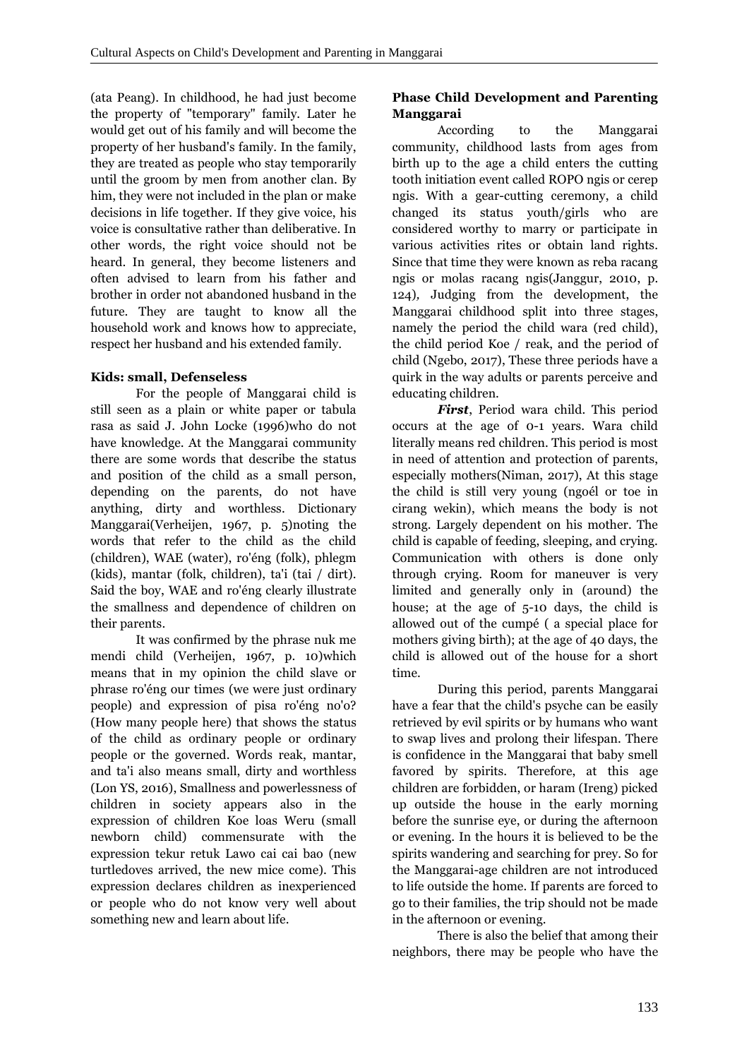(ata Peang). In childhood, he had just become the property of "temporary" family. Later he would get out of his family and will become the property of her husband's family. In the family, they are treated as people who stay temporarily until the groom by men from another clan. By him, they were not included in the plan or make decisions in life together. If they give voice, his voice is consultative rather than deliberative. In other words, the right voice should not be heard. In general, they become listeners and often advised to learn from his father and brother in order not abandoned husband in the future. They are taught to know all the household work and knows how to appreciate, respect her husband and his extended family.

**Kids: small, Defenseless**

For the people of Manggarai child is still seen as a plain or white paper or tabula rasa as said J. John Locke (1996)who do not have knowledge. At the Manggarai community there are some words that describe the status and position of the child as a small person, depending on the parents, do not have anything, dirty and worthless. Dictionary Manggarai(Verheijen, 1967, p. 5)noting the words that refer to the child as the child (children), WAE (water), ro'éng (folk), phlegm (kids), mantar (folk, children), ta'i (tai / dirt). Said the boy, WAE and ro'éng clearly illustrate the smallness and dependence of children on their parents.

It was confirmed by the phrase nuk me mendi child (Verheijen, 1967, p. 10)which means that in my opinion the child slave or phrase ro'éng our times (we were just ordinary people) and expression of pisa ro'éng no'o? (How many people here) that shows the status of the child as ordinary people or ordinary people or the governed. Words reak, mantar, and ta'i also means small, dirty and worthless (Lon YS, 2016), Smallness and powerlessness of children in society appears also in the expression of children Koe loas Weru (small newborn child) commensurate with the expression tekur retuk Lawo cai cai bao (new turtledoves arrived, the new mice come). This expression declares children as inexperienced or people who do not know very well about something new and learn about life.

**Phase Child Development and Parenting Manggarai**

According to the Manggarai community, childhood lasts from ages from birth up to the age a child enters the cutting tooth initiation event called ROPO ngis or cerep ngis. With a gear-cutting ceremony, a child changed its status youth/girls who are considered worthy to marry or participate in various activities rites or obtain land rights. Since that time they were known as reba racang ngis or molas racang ngis(Janggur, 2010, p. 124), Judging from the development, the Manggarai childhood split into three stages, namely the period the child wara (red child), the child period Koe / reak, and the period of child (Ngebo, 2017), These three periods have a quirk in the way adults or parents perceive and educating children.

***First***, Period wara child. This period occurs at the age of 0-1 years. Wara child literally means red children. This period is most in need of attention and protection of parents, especially mothers(Niman, 2017), At this stage the child is still very young (ngoél or toe in cirang wekin), which means the body is not strong. Largely dependent on his mother. The child is capable of feeding, sleeping, and crying. Communication with others is done only through crying. Room for maneuver is very limited and generally only in (around) the house; at the age of 5-10 days, the child is allowed out of the cumpé ( a special place for mothers giving birth); at the age of 40 days, the child is allowed out of the house for a short time.

During this period, parents Manggarai have a fear that the child's psyche can be easily retrieved by evil spirits or by humans who want to swap lives and prolong their lifespan. There is confidence in the Manggarai that baby smell favored by spirits. Therefore, at this age children are forbidden, or haram (Ireng) picked up outside the house in the early morning before the sunrise eye, or during the afternoon or evening. In the hours it is believed to be the spirits wandering and searching for prey. So for the Manggarai-age children are not introduced to life outside the home. If parents are forced to go to their families, the trip should not be made in the afternoon or evening.

There is also the belief that among their neighbors, there may be people who have the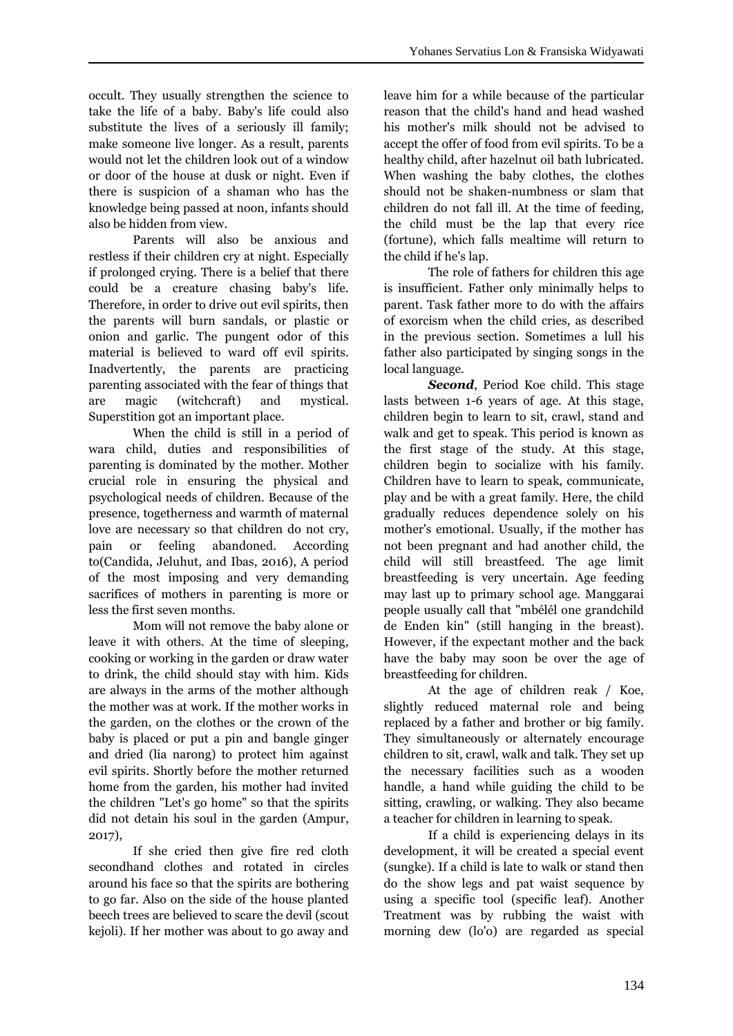occult. They usually strengthen the science to take the life of a baby. Baby's life could also substitute the lives of a seriously ill family; make someone live longer. As a result, parents would not let the children look out of a window or door of the house at dusk or night. Even if there is suspicion of a shaman who has the knowledge being passed at noon, infants should also be hidden from view.

Parents will also be anxious and restless if their children cry at night. Especially if prolonged crying. There is a belief that there could be a creature chasing baby's life. Therefore, in order to drive out evil spirits, then the parents will burn sandals, or plastic or onion and garlic. The pungent odor of this material is believed to ward off evil spirits. Inadvertently, the parents are practicing parenting associated with the fear of things that are magic (witchcraft) and mystical. Superstition got an important place.

When the child is still in a period of wara child, duties and responsibilities of parenting is dominated by the mother. Mother crucial role in ensuring the physical and psychological needs of children. Because of the presence, togetherness and warmth of maternal love are necessary so that children do not cry, pain or feeling abandoned. According to(Candida, Jeluhut, and Ibas, 2016), A period of the most imposing and very demanding sacrifices of mothers in parenting is more or less the first seven months.

Mom will not remove the baby alone or leave it with others. At the time of sleeping, cooking or working in the garden or draw water to drink, the child should stay with him. Kids are always in the arms of the mother although the mother was at work. If the mother works in the garden, on the clothes or the crown of the baby is placed or put a pin and bangle ginger and dried (lia narong) to protect him against evil spirits. Shortly before the mother returned home from the garden, his mother had invited the children "Let's go home" so that the spirits did not detain his soul in the garden (Ampur, 2017),

If she cried then give fire red cloth secondhand clothes and rotated in circles around his face so that the spirits are bothering to go far. Also on the side of the house planted beech trees are believed to scare the devil (scout kejoli). If her mother was about to go away and leave him for a while because of the particular reason that the child's hand and head washed his mother's milk should not be advised to accept the offer of food from evil spirits. To be a healthy child, after hazelnut oil bath lubricated. When washing the baby clothes, the clothes should not be shaken-numbness or slam that children do not fall ill. At the time of feeding, the child must be the lap that every rice (fortune), which falls mealtime will return to the child if he's lap.

The role of fathers for children this age is insufficient. Father only minimally helps to parent. Task father more to do with the affairs of exorcism when the child cries, as described in the previous section. Sometimes a lull his father also participated by singing songs in the local language.

***Second***, Period Koe child. This stage lasts between 1-6 years of age. At this stage, children begin to learn to sit, crawl, stand and walk and get to speak. This period is known as the first stage of the study. At this stage, children begin to socialize with his family. Children have to learn to speak, communicate, play and be with a great family. Here, the child gradually reduces dependence solely on his mother's emotional. Usually, if the mother has not been pregnant and had another child, the child will still breastfeed. The age limit breastfeeding is very uncertain. Age feeding may last up to primary school age. Manggarai people usually call that "mbélél one grandchild de Enden kin" (still hanging in the breast). However, if the expectant mother and the back have the baby may soon be over the age of breastfeeding for children.

At the age of children reak / Koe, slightly reduced maternal role and being replaced by a father and brother or big family. They simultaneously or alternately encourage children to sit, crawl, walk and talk. They set up the necessary facilities such as a wooden handle, a hand while guiding the child to be sitting, crawling, or walking. They also became a teacher for children in learning to speak.

If a child is experiencing delays in its development, it will be created a special event (sungke). If a child is late to walk or stand then do the show legs and pat waist sequence by using a specific tool (specific leaf). Another Treatment was by rubbing the waist with morning dew (lo'o) are regarded as special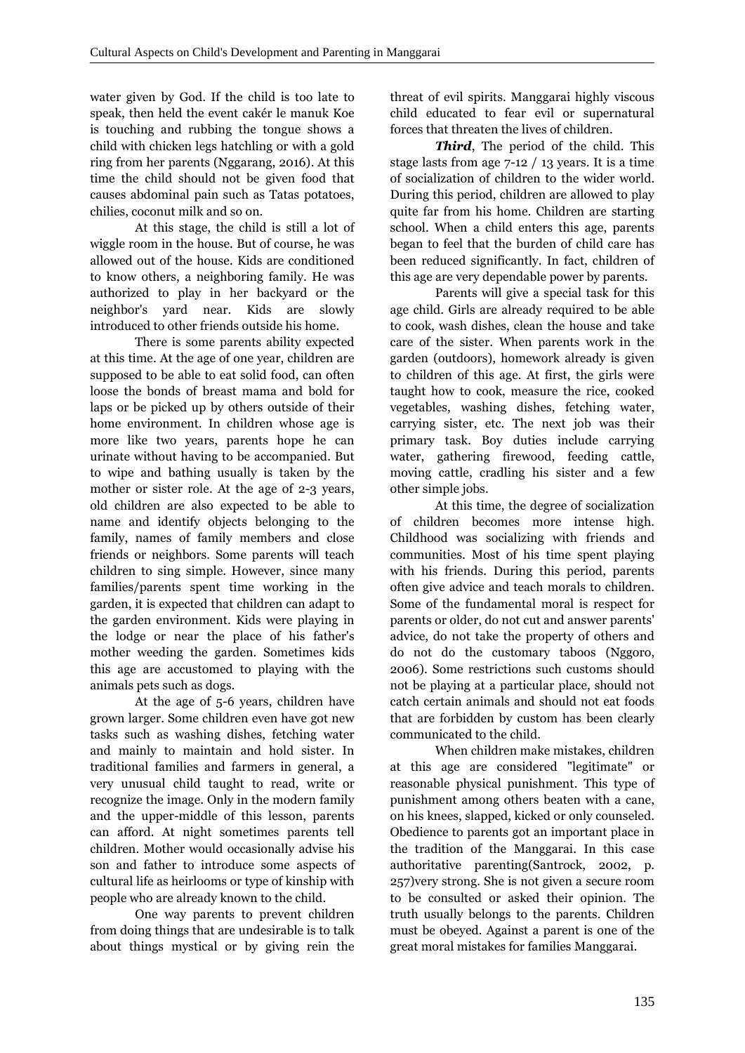water given by God. If the child is too late to speak, then held the event cakér le manuk Koe is touching and rubbing the tongue shows a child with chicken legs hatchling or with a gold ring from her parents (Nggarang, 2016). At this time the child should not be given food that causes abdominal pain such as Tatas potatoes, chilies, coconut milk and so on.

At this stage, the child is still a lot of wiggle room in the house. But of course, he was allowed out of the house. Kids are conditioned to know others, a neighboring family. He was authorized to play in her backyard or the neighbor's yard near. Kids are slowly introduced to other friends outside his home.

There is some parents ability expected at this time. At the age of one year, children are supposed to be able to eat solid food, can often loose the bonds of breast mama and bold for laps or be picked up by others outside of their home environment. In children whose age is more like two years, parents hope he can urinate without having to be accompanied. But to wipe and bathing usually is taken by the mother or sister role. At the age of 2-3 years, old children are also expected to be able to name and identify objects belonging to the family, names of family members and close friends or neighbors. Some parents will teach children to sing simple. However, since many families/parents spent time working in the garden, it is expected that children can adapt to the garden environment. Kids were playing in the lodge or near the place of his father's mother weeding the garden. Sometimes kids this age are accustomed to playing with the animals pets such as dogs.

At the age of 5-6 years, children have grown larger. Some children even have got new tasks such as washing dishes, fetching water and mainly to maintain and hold sister. In traditional families and farmers in general, a very unusual child taught to read, write or recognize the image. Only in the modern family and the upper-middle of this lesson, parents can afford. At night sometimes parents tell children. Mother would occasionally advise his son and father to introduce some aspects of cultural life as heirlooms or type of kinship with people who are already known to the child.

One way parents to prevent children from doing things that are undesirable is to talk about things mystical or by giving rein the threat of evil spirits. Manggarai highly viscous child educated to fear evil or supernatural forces that threaten the lives of children.

***Third***, The period of the child. This stage lasts from age 7-12 / 13 years. It is a time of socialization of children to the wider world. During this period, children are allowed to play quite far from his home. Children are starting school. When a child enters this age, parents began to feel that the burden of child care has been reduced significantly. In fact, children of this age are very dependable power by parents.

Parents will give a special task for this age child. Girls are already required to be able to cook, wash dishes, clean the house and take care of the sister. When parents work in the garden (outdoors), homework already is given to children of this age. At first, the girls were taught how to cook, measure the rice, cooked vegetables, washing dishes, fetching water, carrying sister, etc. The next job was their primary task. Boy duties include carrying water, gathering firewood, feeding cattle, moving cattle, cradling his sister and a few other simple jobs.

At this time, the degree of socialization of children becomes more intense high. Childhood was socializing with friends and communities. Most of his time spent playing with his friends. During this period, parents often give advice and teach morals to children. Some of the fundamental moral is respect for parents or older, do not cut and answer parents' advice, do not take the property of others and do not do the customary taboos (Nggoro, 2006). Some restrictions such customs should not be playing at a particular place, should not catch certain animals and should not eat foods that are forbidden by custom has been clearly communicated to the child.

When children make mistakes, children at this age are considered "legitimate" or reasonable physical punishment. This type of punishment among others beaten with a cane, on his knees, slapped, kicked or only counseled. Obedience to parents got an important place in the tradition of the Manggarai. In this case authoritative parenting(Santrock, 2002, p. 257)very strong. She is not given a secure room to be consulted or asked their opinion. The truth usually belongs to the parents. Children must be obeyed. Against a parent is one of the great moral mistakes for families Manggarai.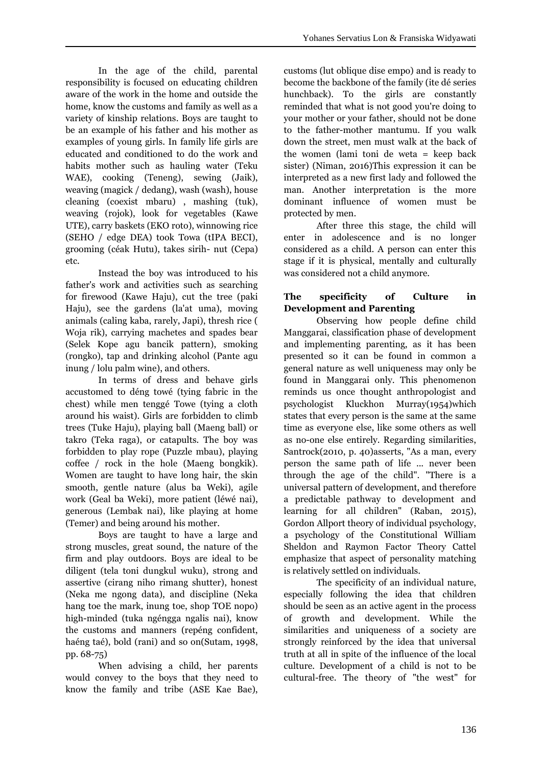In the age of the child, parental responsibility is focused on educating children aware of the work in the home and outside the home, know the customs and family as well as a variety of kinship relations. Boys are taught to be an example of his father and his mother as examples of young girls. In family life girls are educated and conditioned to do the work and habits mother such as hauling water (Teku WAE), cooking (Teneng), sewing (Jaik), weaving (magick / dedang), wash (wash), house cleaning (coexist mbaru) , mashing (tuk), weaving (rojok), look for vegetables (Kawe UTE), carry baskets (EKO roto), winnowing rice (SEHO / edge DEA) took Towa (tIPA BECI), grooming (céak Hutu), takes sirih- nut (Cepa) etc.

Instead the boy was introduced to his father's work and activities such as searching for firewood (Kawe Haju), cut the tree (paki Haju), see the gardens (la'at uma), moving animals (caling kaba, rarely, Japi), thresh rice ( Woja rik), carrying machetes and spades bear (Selek Kope agu bancik pattern), smoking (rongko), tap and drinking alcohol (Pante agu inung / lolu palm wine), and others.

In terms of dress and behave girls accustomed to déng towé (tying fabric in the chest) while men tenggé Towe (tying a cloth around his waist). Girls are forbidden to climb trees (Tuke Haju), playing ball (Maeng ball) or takro (Teka raga), or catapults. The boy was forbidden to play rope (Puzzle mbau), playing coffee / rock in the hole (Maeng bongkik). Women are taught to have long hair, the skin smooth, gentle nature (alus ba Weki), agile work (Geal ba Weki), more patient (léwé nai), generous (Lembak nai), like playing at home (Temer) and being around his mother.

Boys are taught to have a large and strong muscles, great sound, the nature of the firm and play outdoors. Boys are ideal to be diligent (tela toni dungkul wuku), strong and assertive (cirang niho rimang shutter), honest (Neka me ngong data), and discipline (Neka hang toe the mark, inung toe, shop TOE nopo) high-minded (tuka ngéngga ngalis nai), know the customs and manners (repéng confident, haéng taé), bold (rani) and so on(Sutam, 1998, pp. 68-75)

When advising a child, her parents would convey to the boys that they need to know the family and tribe (ASE Kae Bae), customs (lut oblique dise empo) and is ready to become the backbone of the family (ite dé series hunchback). To the girls are constantly reminded that what is not good you're doing to your mother or your father, should not be done to the father-mother mantumu. If you walk down the street, men must walk at the back of the women (lami toni de weta = keep back sister) (Niman, 2016)This expression it can be interpreted as a new first lady and followed the man. Another interpretation is the more dominant influence of women must be protected by men.

After three this stage, the child will enter in adolescence and is no longer considered as a child. A person can enter this stage if it is physical, mentally and culturally was considered not a child anymore.

## The specificity of Culture in Development and Parenting

Observing how people define child Manggarai, classification phase of development and implementing parenting, as it has been presented so it can be found in common a general nature as well uniqueness may only be found in Manggarai only. This phenomenon reminds us once thought anthropologist and psychologist Kluckhon Murray(1954)which states that every person is the same at the same time as everyone else, like some others as well as no-one else entirely. Regarding similarities, Santrock(2010, p. 40)asserts, "As a man, every person the same path of life ... never been through the age of the child". "There is a universal pattern of development, and therefore a predictable pathway to development and learning for all children" (Raban, 2015), Gordon Allport theory of individual psychology, a psychology of the Constitutional William Sheldon and Raymon Factor Theory Cattel emphasize that aspect of personality matching is relatively settled on individuals.

The specificity of an individual nature, especially following the idea that children should be seen as an active agent in the process of growth and development. While the similarities and uniqueness of a society are strongly reinforced by the idea that universal truth at all in spite of the influence of the local culture. Development of a child is not to be cultural-free. The theory of "the west" for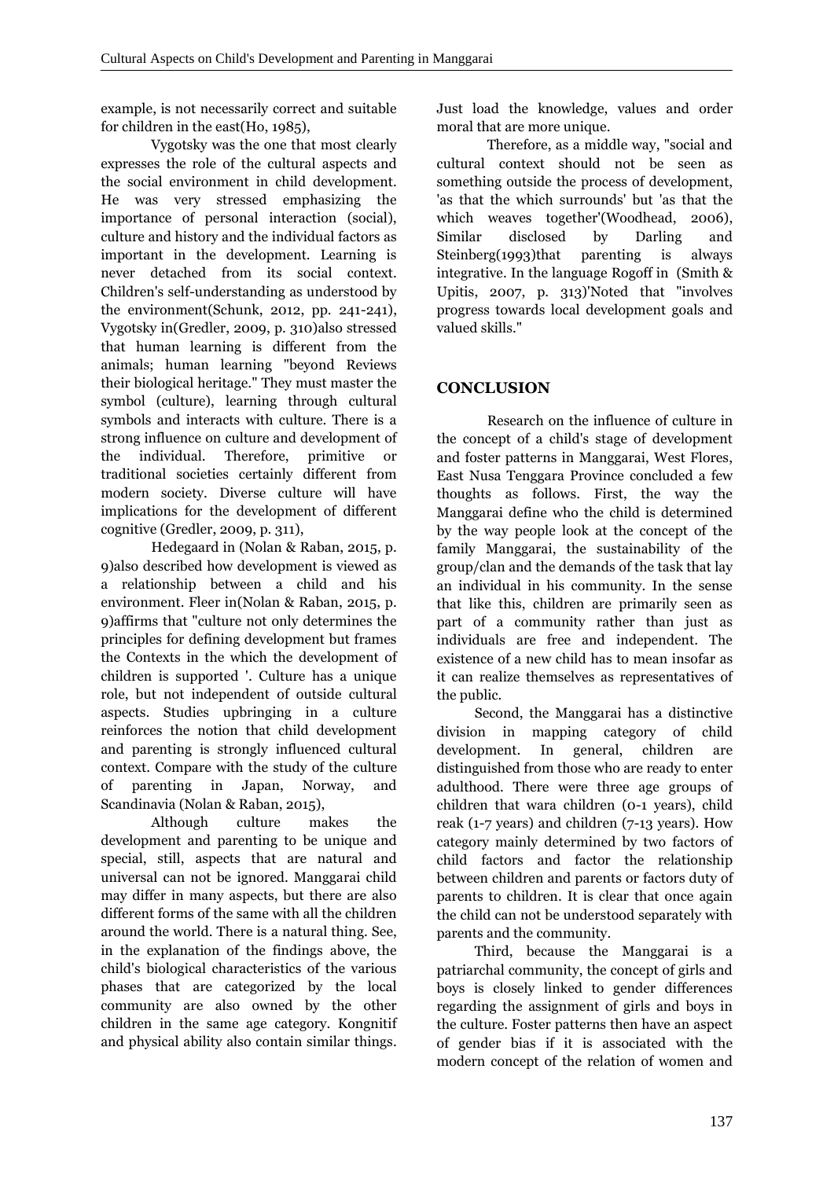example, is not necessarily correct and suitable for children in the east(Ho, 1985),

Vygotsky was the one that most clearly expresses the role of the cultural aspects and the social environment in child development. He was very stressed emphasizing the importance of personal interaction (social), culture and history and the individual factors as important in the development. Learning is never detached from its social context. Children's self-understanding as understood by the environment(Schunk, 2012, pp. 241-241), Vygotsky in(Gredler, 2009, p. 310)also stressed that human learning is different from the animals; human learning "beyond Reviews their biological heritage." They must master the symbol (culture), learning through cultural symbols and interacts with culture. There is a strong influence on culture and development of the individual. Therefore, primitive or traditional societies certainly different from modern society. Diverse culture will have implications for the development of different cognitive (Gredler, 2009, p. 311),

Hedegaard in (Nolan & Raban, 2015, p. 9)also described how development is viewed as a relationship between a child and his environment. Fleer in(Nolan & Raban, 2015, p. 9)affirms that "culture not only determines the principles for defining development but frames the Contexts in the which the development of children is supported '. Culture has a unique role, but not independent of outside cultural aspects. Studies upbringing in a culture reinforces the notion that child development and parenting is strongly influenced cultural context. Compare with the study of the culture of parenting in Japan, Norway, and Scandinavia (Nolan & Raban, 2015),

Although culture makes the development and parenting to be unique and special, still, aspects that are natural and universal can not be ignored. Manggarai child may differ in many aspects, but there are also different forms of the same with all the children around the world. There is a natural thing. See, in the explanation of the findings above, the child's biological characteristics of the various phases that are categorized by the local community are also owned by the other children in the same age category. Kongnitif and physical ability also contain similar things. Just load the knowledge, values and order moral that are more unique.

Therefore, as a middle way, "social and cultural context should not be seen as something outside the process of development, 'as that the which surrounds' but 'as that the which weaves together'(Woodhead, 2006), Similar disclosed by Darling and Steinberg(1993)that parenting is always integrative. In the language Rogoff in (Smith & Upitis, 2007, p. 313)'Noted that "involves progress towards local development goals and valued skills."

## CONCLUSION

Research on the influence of culture in the concept of a child's stage of development and foster patterns in Manggarai, West Flores, East Nusa Tenggara Province concluded a few thoughts as follows. First, the way the Manggarai define who the child is determined by the way people look at the concept of the family Manggarai, the sustainability of the group/clan and the demands of the task that lay an individual in his community. In the sense that like this, children are primarily seen as part of a community rather than just as individuals are free and independent. The existence of a new child has to mean insofar as it can realize themselves as representatives of the public.

Second, the Manggarai has a distinctive division in mapping category of child development. In general, children are distinguished from those who are ready to enter adulthood. There were three age groups of children that wara children (0-1 years), child reak (1-7 years) and children (7-13 years). How category mainly determined by two factors of child factors and factor the relationship between children and parents or factors duty of parents to children. It is clear that once again the child can not be understood separately with parents and the community.

Third, because the Manggarai is a patriarchal community, the concept of girls and boys is closely linked to gender differences regarding the assignment of girls and boys in the culture. Foster patterns then have an aspect of gender bias if it is associated with the modern concept of the relation of women and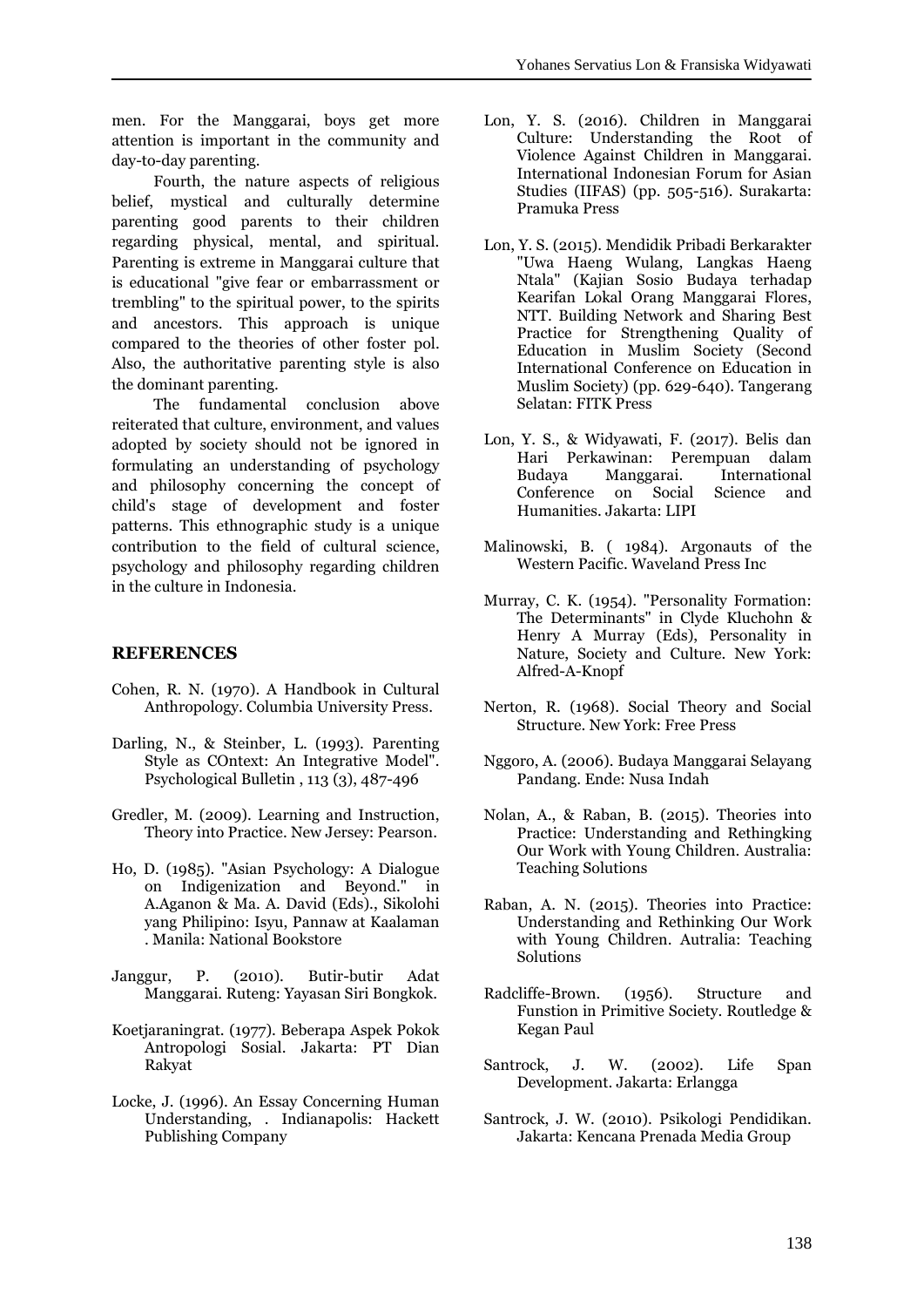men. For the Manggarai, boys get more attention is important in the community and day-to-day parenting.

Fourth, the nature aspects of religious belief, mystical and culturally determine parenting good parents to their children regarding physical, mental, and spiritual. Parenting is extreme in Manggarai culture that is educational "give fear or embarrassment or trembling" to the spiritual power, to the spirits and ancestors. This approach is unique compared to the theories of other foster pol. Also, the authoritative parenting style is also the dominant parenting.

The fundamental conclusion above reiterated that culture, environment, and values adopted by society should not be ignored in formulating an understanding of psychology and philosophy concerning the concept of child's stage of development and foster patterns. This ethnographic study is a unique contribution to the field of cultural science, psychology and philosophy regarding children in the culture in Indonesia.

## REFERENCES

Cohen, R. N. (1970). A Handbook in Cultural Anthropology. Columbia University Press.

Darling, N., & Steinber, L. (1993). Parenting Style as COntext: An Integrative Model". Psychological Bulletin , 113 (3), 487-496

Gredler, M. (2009). Learning and Instruction, Theory into Practice. New Jersey: Pearson.

Ho, D. (1985). "Asian Psychology: A Dialogue on Indigenization and Beyond." in A.Aganon & Ma. A. David (Eds)., Sikolohi yang Philipino: Isyu, Pannaw at Kaalaman . Manila: National Bookstore

Janggur, P. (2010). Butir-butir Adat Manggarai. Ruteng: Yayasan Siri Bongkok.

Koetjaraningrat. (1977). Beberapa Aspek Pokok Antropologi Sosial. Jakarta: PT Dian Rakyat

Locke, J. (1996). An Essay Concerning Human Understanding, . Indianapolis: Hackett Publishing Company

Lon, Y. S. (2016). Children in Manggarai Culture: Understanding the Root of Violence Against Children in Manggarai. International Indonesian Forum for Asian Studies (IIFAS) (pp. 505-516). Surakarta: Pramuka Press

Lon, Y. S. (2015). Mendidik Pribadi Berkarakter "Uwa Haeng Wulang, Langkas Haeng Ntala" (Kajian Sosio Budaya terhadap Kearifan Lokal Orang Manggarai Flores, NTT. Building Network and Sharing Best Practice for Strengthening Quality of Education in Muslim Society (Second International Conference on Education in Muslim Society) (pp. 629-640). Tangerang Selatan: FITK Press

Lon, Y. S., & Widyawati, F. (2017). Belis dan Hari Perkawinan: Perempuan dalam Budaya Manggarai. International Conference on Social Science and Humanities. Jakarta: LIPI

Malinowski, B. ( 1984). Argonauts of the Western Pacific. Waveland Press Inc

Murray, C. K. (1954). "Personality Formation: The Determinants" in Clyde Kluchohn & Henry A Murray (Eds), Personality in Nature, Society and Culture. New York: Alfred-A-Knopf

Nerton, R. (1968). Social Theory and Social Structure. New York: Free Press

Nggoro, A. (2006). Budaya Manggarai Selayang Pandang. Ende: Nusa Indah

Nolan, A., & Raban, B. (2015). Theories into Practice: Understanding and Rethingking Our Work with Young Children. Australia: Teaching Solutions

Raban, A. N. (2015). Theories into Practice: Understanding and Rethinking Our Work with Young Children. Autralia: Teaching Solutions

Radcliffe-Brown. (1956). Structure and Funstion in Primitive Society. Routledge & Kegan Paul

Santrock, J. W. (2002). Life Span Development. Jakarta: Erlangga

Santrock, J. W. (2010). Psikologi Pendidikan. Jakarta: Kencana Prenada Media Group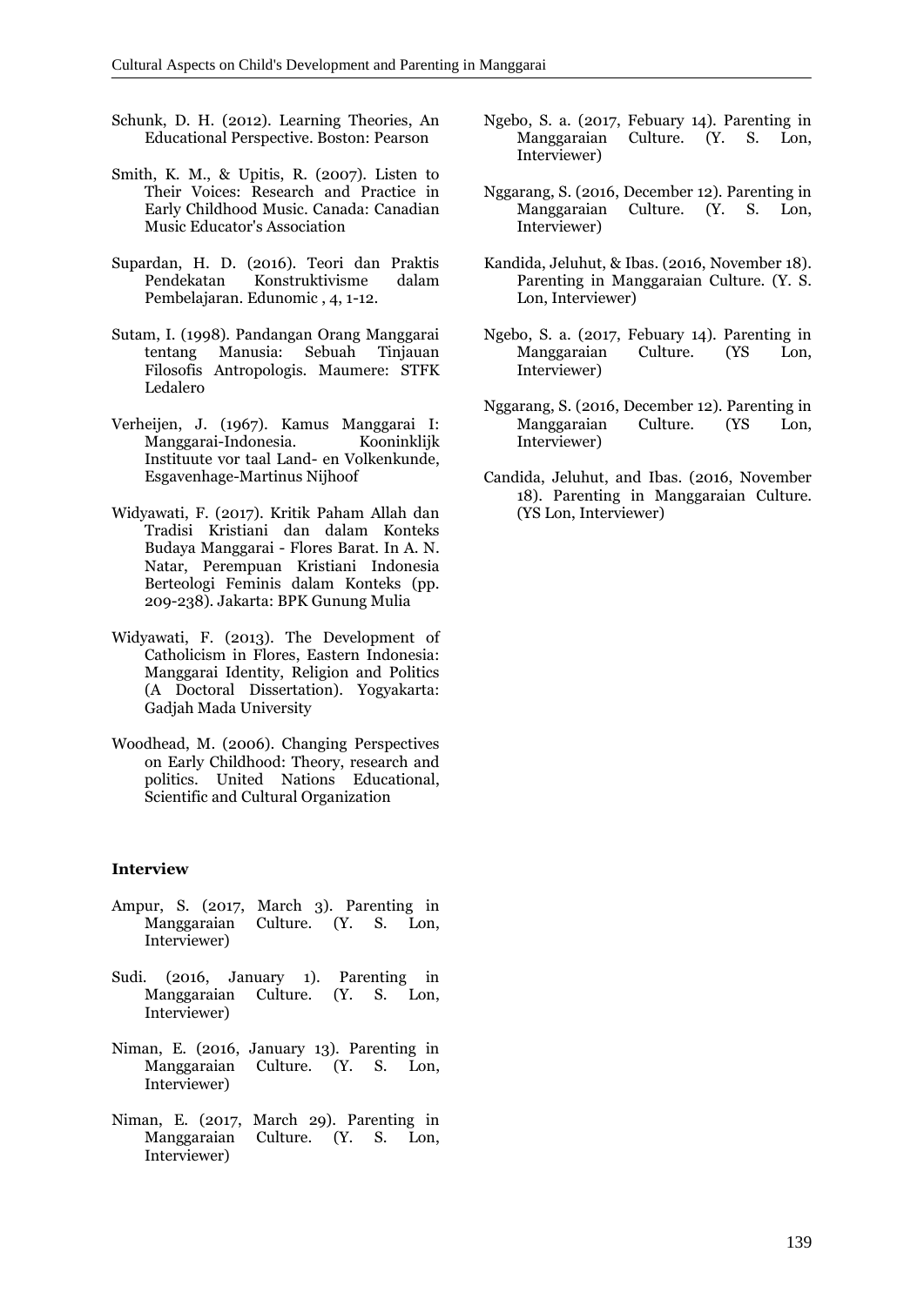Schunk, D. H. (2012). Learning Theories, An Educational Perspective. Boston: Pearson

Smith, K. M., & Upitis, R. (2007). Listen to Their Voices: Research and Practice in Early Childhood Music. Canada: Canadian Music Educator's Association

Supardan, H. D. (2016). Teori dan Praktis Pendekatan Konstruktivisme dalam Pembelajaran. Edunomic , 4, 1-12.

Sutam, I. (1998). Pandangan Orang Manggarai tentang Manusia: Sebuah Tinjauan Filosofis Antropologis. Maumere: STFK Ledalero

Verheijen, J. (1967). Kamus Manggarai I: Manggarai-Indonesia. Kooninklijk Instituute vor taal Land- en Volkenkunde, Esgavenhage-Martinus Nijhoof

Widyawati, F. (2017). Kritik Paham Allah dan Tradisi Kristiani dan dalam Konteks Budaya Manggarai - Flores Barat. In A. N. Natar, Perempuan Kristiani Indonesia Berteologi Feminis dalam Konteks (pp. 209-238). Jakarta: BPK Gunung Mulia

Widyawati, F. (2013). The Development of Catholicism in Flores, Eastern Indonesia: Manggarai Identity, Religion and Politics (A Doctoral Dissertation). Yogyakarta: Gadjah Mada University

Woodhead, M. (2006). Changing Perspectives on Early Childhood: Theory, research and politics. United Nations Educational, Scientific and Cultural Organization

**Interview**

Ampur, S. (2017, March 3). Parenting in Manggaraian Culture. (Y. S. Lon, Interviewer)

Sudi. (2016, January 1). Parenting in Manggaraian Culture. (Y. S. Lon, Interviewer)

Niman, E. (2016, January 13). Parenting in Manggaraian Culture. (Y. S. Lon, Interviewer)

Niman, E. (2017, March 29). Parenting in Manggaraian Culture. (Y. S. Lon, Interviewer)

Ngebo, S. a. (2017, Febuary 14). Parenting in Manggaraian Culture. (Y. S. Lon, Interviewer)

Nggarang, S. (2016, December 12). Parenting in Manggaraian Culture. (Y. S. Lon, Interviewer)

Kandida, Jeluhut, & Ibas. (2016, November 18). Parenting in Manggaraian Culture. (Y. S. Lon, Interviewer)

Ngebo, S. a. (2017, Febuary 14). Parenting in Manggaraian Culture. (YS Lon, Interviewer)

Nggarang, S. (2016, December 12). Parenting in Manggaraian Culture. (YS Lon, Interviewer)

Candida, Jeluhut, and Ibas. (2016, November 18). Parenting in Manggaraian Culture. (YS Lon, Interviewer)